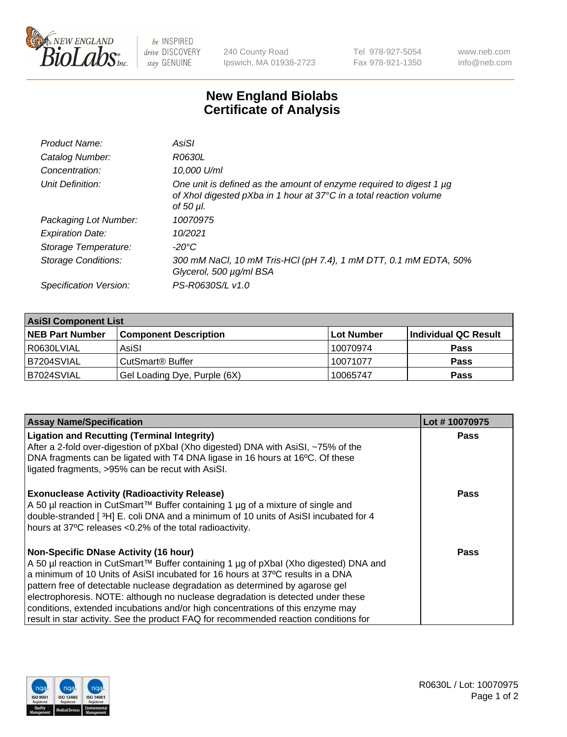# New England Biolabs
## Certificate of Analysis

| | |
|---|---|
| *Product Name:* | *AsiSI* |
| *Catalog Number:* | *R0630L* |
| *Concentration:* | *10,000 U/ml* |
| *Unit Definition:* | *One unit is defined as the amount of enzyme required to digest 1 µg of XhoI digested pXba in 1 hour at 37°C in a total reaction volume of 50 µl.* |
| *Packaging Lot Number:* | *10070975* |
| *Expiration Date:* | *10/2021* |
| *Storage Temperature:* | *-20°C* |
| *Storage Conditions:* | *300 mM NaCl, 10 mM Tris-HCl (pH 7.4), 1 mM DTT, 0.1 mM EDTA, 50% Glycerol, 500 µg/ml BSA* |
| *Specification Version:* | *PS-R0630S/L v1.0* |

| AsiSI Component List | | | |
|---|---|---|---|
| **NEB Part Number** | **Component Description** | **Lot Number** | **Individual QC Result** |
| R0630LVIAL | AsiSI | 10070974 | **Pass** |
| B7204SVIAL | CutSmart® Buffer | 10071077 | **Pass** |
| B7024SVIAL | Gel Loading Dye, Purple (6X) | 10065747 | **Pass** |

| Assay Name/Specification | Lot # 10070975 |
|---|---|
| **Ligation and Recutting (Terminal Integrity)**<br>After a 2-fold over-digestion of pXbaI (Xho digested) DNA with AsiSI, ~75% of the DNA fragments can be ligated with T4 DNA ligase in 16 hours at 16ºC. Of these ligated fragments, >95% can be recut with AsiSI. | **Pass** |
| **Exonuclease Activity (Radioactivity Release)**<br>A 50 µl reaction in CutSmart™ Buffer containing 1 µg of a mixture of single and double-stranded [ $^{3}$H] E. coli DNA and a minimum of 10 units of AsiSI incubated for 4 hours at 37ºC releases <0.2% of the total radioactivity. | **Pass** |
| **Non-Specific DNase Activity (16 hour)**<br>A 50 µl reaction in CutSmart™ Buffer containing 1 µg of pXbaI (Xho digested) DNA and a minimum of 10 Units of AsiSI incubated for 16 hours at 37ºC results in a DNA pattern free of detectable nuclease degradation as determined by agarose gel electrophoresis. NOTE: although no nuclease degradation is detected under these conditions, extended incubations and/or high concentrations of this enzyme may result in star activity. See the product FAQ for recommended reaction conditions for | **Pass** |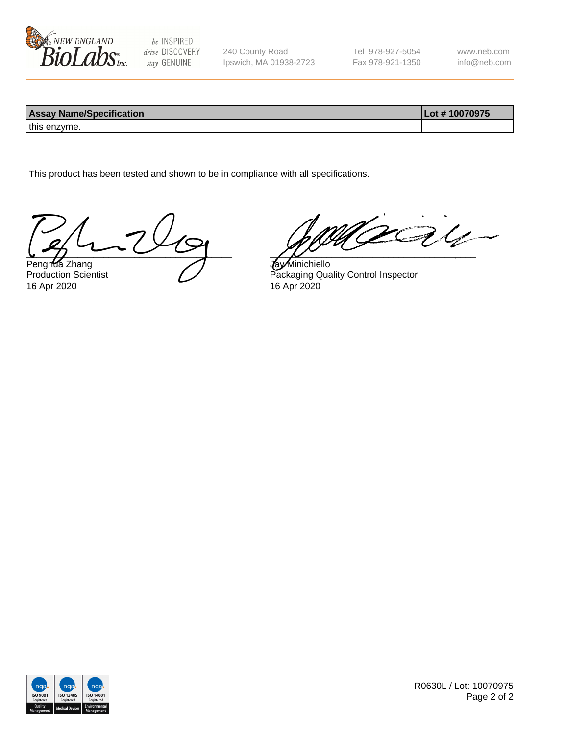| Assay Name/Specification | Lot # 10070975 |
| --- | --- |
| this enzyme. | |

This product has been tested and shown to be in compliance with all specifications.

Penghua Zhang
Production Scientist
16 Apr 2020

Jay Minichiello
Packaging Quality Control Inspector
16 Apr 2020

R0630L / Lot: 10070975